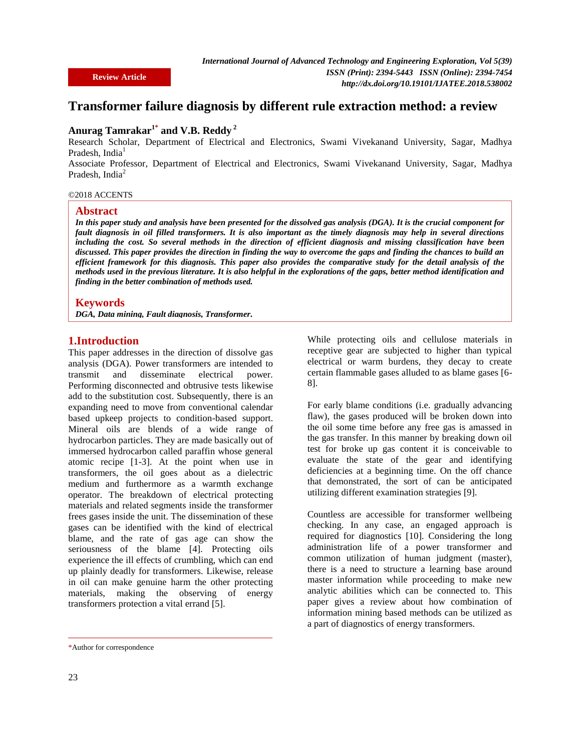Review Article

# Transformer failure diagnosis by different rule extraction method: a review

**Anurag Tamrakar**[1*] **and V.B. Reddy** [2]

Research Scholar, Department of Electrical and Electronics, Swami Vivekanand University, Sagar, Madhya Pradesh, India[1]

Associate Professor, Department of Electrical and Electronics, Swami Vivekanand University, Sagar, Madhya Pradesh, India[2]

©2018 ACCENTS

## Abstract

***In this paper study and analysis have been presented for the dissolved gas analysis (DGA). It is the crucial component for fault diagnosis in oil filled transformers. It is also important as the timely diagnosis may help in several directions including the cost. So several methods in the direction of efficient diagnosis and missing classification have been discussed. This paper provides the direction in finding the way to overcome the gaps and finding the chances to build an efficient framework for this diagnosis. This paper also provides the comparative study for the detail analysis of the methods used in the previous literature. It is also helpful in the explorations of the gaps, better method identification and finding in the better combination of methods used.***

## Keywords

***DGA, Data mining, Fault diagnosis, Transformer.***

## 1.Introduction

This paper addresses in the direction of dissolve gas analysis (DGA). Power transformers are intended to transmit and disseminate electrical power. Performing disconnected and obtrusive tests likewise add to the substitution cost. Subsequently, there is an expanding need to move from conventional calendar based upkeep projects to condition-based support. Mineral oils are blends of a wide range of hydrocarbon particles. They are made basically out of immersed hydrocarbon called paraffin whose general atomic recipe [1-3]. At the point when use in transformers, the oil goes about as a dielectric medium and furthermore as a warmth exchange operator. The breakdown of electrical protecting materials and related segments inside the transformer frees gases inside the unit. The dissemination of these gases can be identified with the kind of electrical blame, and the rate of gas age can show the seriousness of the blame [4]. Protecting oils experience the ill effects of crumbling, which can end up plainly deadly for transformers. Likewise, release in oil can make genuine harm the other protecting materials, making the observing of energy transformers protection a vital errand [5].

While protecting oils and cellulose materials in receptive gear are subjected to higher than typical electrical or warm burdens, they decay to create certain flammable gases alluded to as blame gases [6-8].

For early blame conditions (i.e. gradually advancing flaw), the gases produced will be broken down into the oil some time before any free gas is amassed in the gas transfer. In this manner by breaking down oil test for broke up gas content it is conceivable to evaluate the state of the gear and identifying deficiencies at a beginning time. On the off chance that demonstrated, the sort of can be anticipated utilizing different examination strategies [9].

Countless are accessible for transformer wellbeing checking. In any case, an engaged approach is required for diagnostics [10]. Considering the long administration life of a power transformer and common utilization of human judgment (master), there is a need to structure a learning base around master information while proceeding to make new analytic abilities which can be connected to. This paper gives a review about how combination of information mining based methods can be utilized as a part of diagnostics of energy transformers.

*Author for correspondence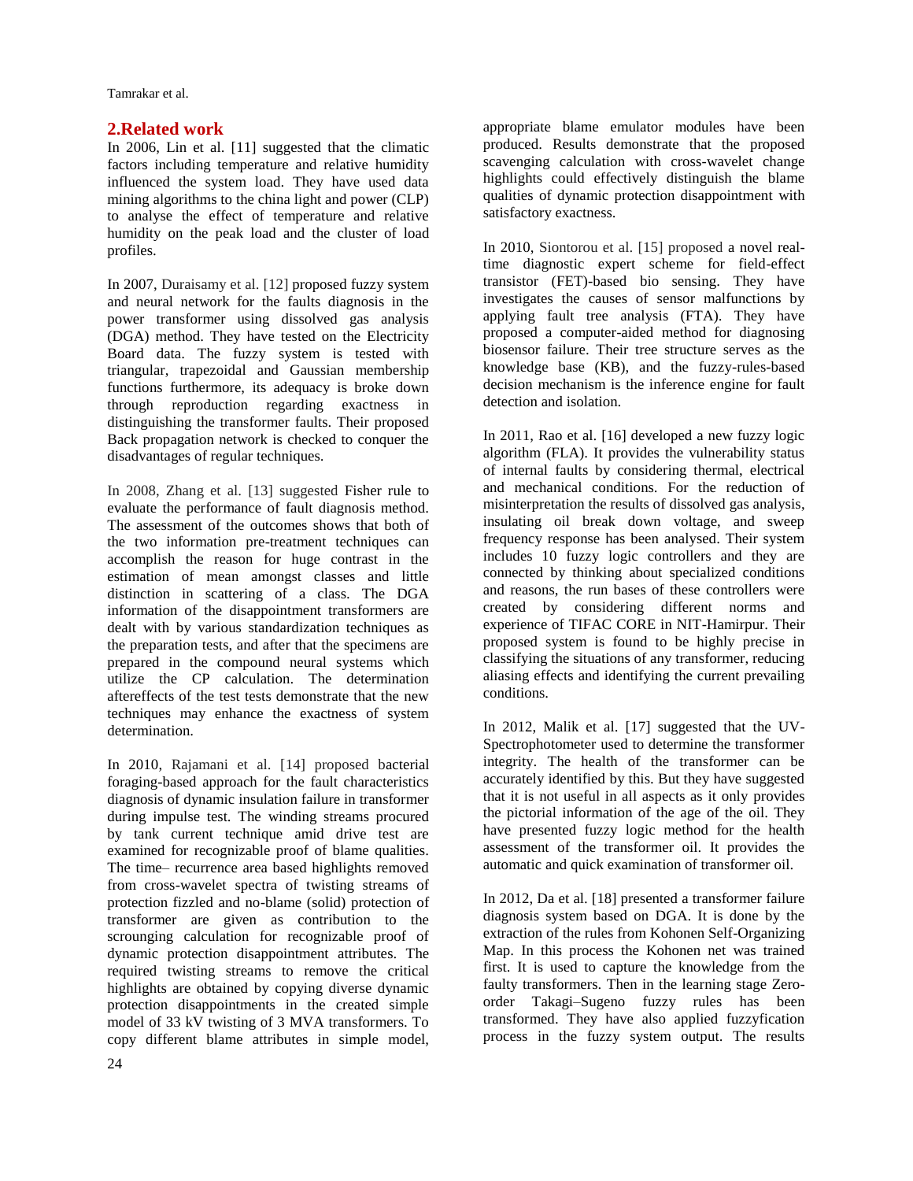## 2.Related work

In 2006, Lin et al. [11] suggested that the climatic factors including temperature and relative humidity influenced the system load. They have used data mining algorithms to the china light and power (CLP) to analyse the effect of temperature and relative humidity on the peak load and the cluster of load profiles.

In 2007, Duraisamy et al. [12] proposed fuzzy system and neural network for the faults diagnosis in the power transformer using dissolved gas analysis (DGA) method. They have tested on the Electricity Board data. The fuzzy system is tested with triangular, trapezoidal and Gaussian membership functions furthermore, its adequacy is broke down through reproduction regarding exactness in distinguishing the transformer faults. Their proposed Back propagation network is checked to conquer the disadvantages of regular techniques.

In 2008, Zhang et al. [13] suggested Fisher rule to evaluate the performance of fault diagnosis method. The assessment of the outcomes shows that both of the two information pre-treatment techniques can accomplish the reason for huge contrast in the estimation of mean amongst classes and little distinction in scattering of a class. The DGA information of the disappointment transformers are dealt with by various standardization techniques as the preparation tests, and after that the specimens are prepared in the compound neural systems which utilize the CP calculation. The determination aftereffects of the test tests demonstrate that the new techniques may enhance the exactness of system determination.

In 2010, Rajamani et al. [14] proposed bacterial foraging-based approach for the fault characteristics diagnosis of dynamic insulation failure in transformer during impulse test. The winding streams procured by tank current technique amid drive test are examined for recognizable proof of blame qualities. The time– recurrence area based highlights removed from cross-wavelet spectra of twisting streams of protection fizzled and no-blame (solid) protection of transformer are given as contribution to the scrounging calculation for recognizable proof of dynamic protection disappointment attributes. The required twisting streams to remove the critical highlights are obtained by copying diverse dynamic protection disappointments in the created simple model of 33 kV twisting of 3 MVA transformers. To copy different blame attributes in simple model, appropriate blame emulator modules have been produced. Results demonstrate that the proposed scavenging calculation with cross-wavelet change highlights could effectively distinguish the blame qualities of dynamic protection disappointment with satisfactory exactness.

In 2010, Siontorou et al. [15] proposed a novel real-time diagnostic expert scheme for field-effect transistor (FET)-based bio sensing. They have investigates the causes of sensor malfunctions by applying fault tree analysis (FTA). They have proposed a computer-aided method for diagnosing biosensor failure. Their tree structure serves as the knowledge base (KB), and the fuzzy-rules-based decision mechanism is the inference engine for fault detection and isolation.

In 2011, Rao et al. [16] developed a new fuzzy logic algorithm (FLA). It provides the vulnerability status of internal faults by considering thermal, electrical and mechanical conditions. For the reduction of misinterpretation the results of dissolved gas analysis, insulating oil break down voltage, and sweep frequency response has been analysed. Their system includes 10 fuzzy logic controllers and they are connected by thinking about specialized conditions and reasons, the run bases of these controllers were created by considering different norms and experience of TIFAC CORE in NIT-Hamirpur. Their proposed system is found to be highly precise in classifying the situations of any transformer, reducing aliasing effects and identifying the current prevailing conditions.

In 2012, Malik et al. [17] suggested that the UV-Spectrophotometer used to determine the transformer integrity. The health of the transformer can be accurately identified by this. But they have suggested that it is not useful in all aspects as it only provides the pictorial information of the age of the oil. They have presented fuzzy logic method for the health assessment of the transformer oil. It provides the automatic and quick examination of transformer oil.

In 2012, Da et al. [18] presented a transformer failure diagnosis system based on DGA. It is done by the extraction of the rules from Kohonen Self-Organizing Map. In this process the Kohonen net was trained first. It is used to capture the knowledge from the faulty transformers. Then in the learning stage Zero-order Takagi–Sugeno fuzzy rules has been transformed. They have also applied fuzzyfication process in the fuzzy system output. The results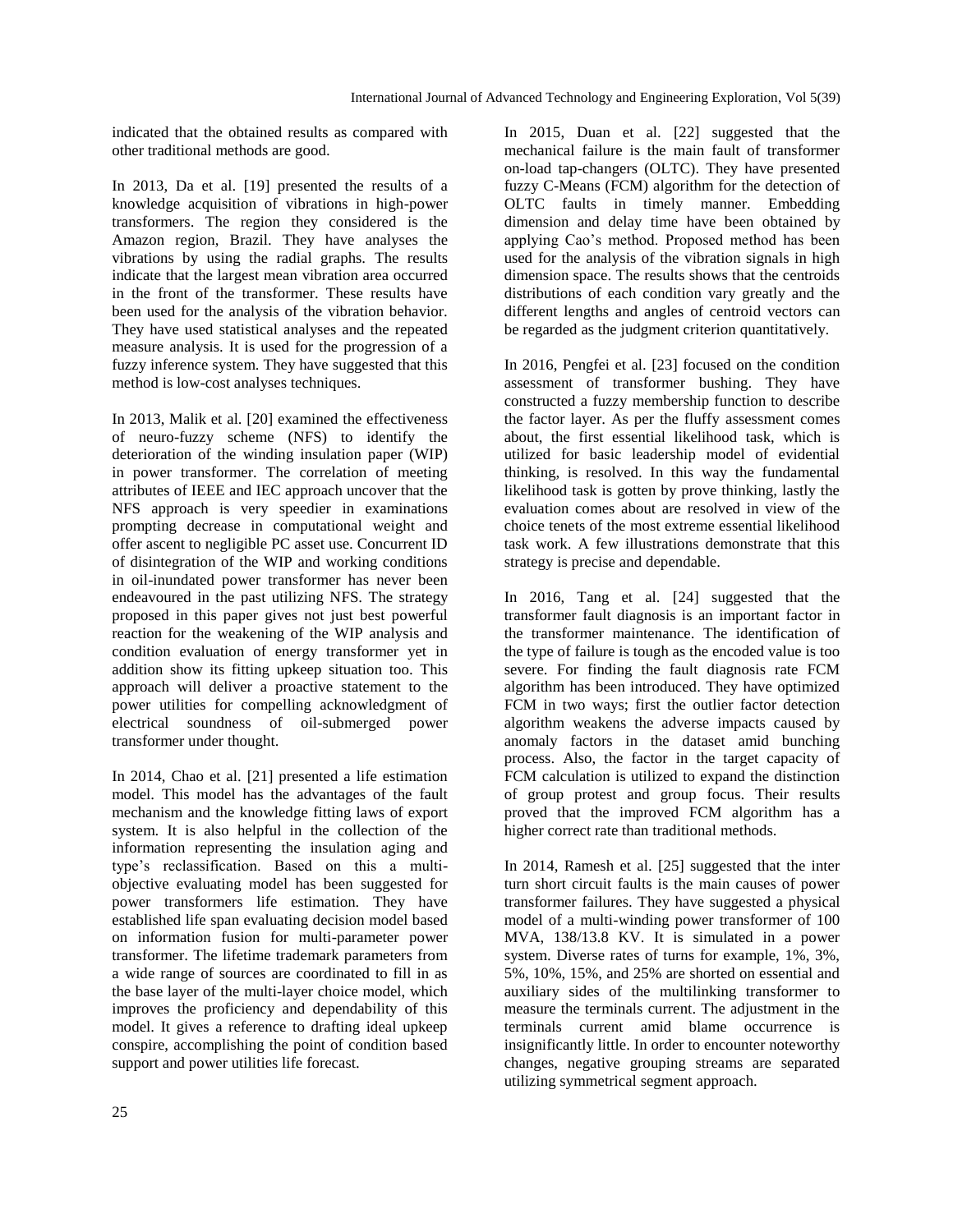indicated that the obtained results as compared with other traditional methods are good.

In 2013, Da et al. [19] presented the results of a knowledge acquisition of vibrations in high-power transformers. The region they considered is the Amazon region, Brazil. They have analyses the vibrations by using the radial graphs. The results indicate that the largest mean vibration area occurred in the front of the transformer. These results have been used for the analysis of the vibration behavior. They have used statistical analyses and the repeated measure analysis. It is used for the progression of a fuzzy inference system. They have suggested that this method is low-cost analyses techniques.

In 2013, Malik et al. [20] examined the effectiveness of neuro-fuzzy scheme (NFS) to identify the deterioration of the winding insulation paper (WIP) in power transformer. The correlation of meeting attributes of IEEE and IEC approach uncover that the NFS approach is very speedier in examinations prompting decrease in computational weight and offer ascent to negligible PC asset use. Concurrent ID of disintegration of the WIP and working conditions in oil-inundated power transformer has never been endeavoured in the past utilizing NFS. The strategy proposed in this paper gives not just best powerful reaction for the weakening of the WIP analysis and condition evaluation of energy transformer yet in addition show its fitting upkeep situation too. This approach will deliver a proactive statement to the power utilities for compelling acknowledgment of electrical soundness of oil-submerged power transformer under thought.

In 2014, Chao et al. [21] presented a life estimation model. This model has the advantages of the fault mechanism and the knowledge fitting laws of export system. It is also helpful in the collection of the information representing the insulation aging and type's reclassification. Based on this a multi-objective evaluating model has been suggested for power transformers life estimation. They have established life span evaluating decision model based on information fusion for multi-parameter power transformer. The lifetime trademark parameters from a wide range of sources are coordinated to fill in as the base layer of the multi-layer choice model, which improves the proficiency and dependability of this model. It gives a reference to drafting ideal upkeep conspire, accomplishing the point of condition based support and power utilities life forecast.

In 2015, Duan et al. [22] suggested that the mechanical failure is the main fault of transformer on-load tap-changers (OLTC). They have presented fuzzy C-Means (FCM) algorithm for the detection of OLTC faults in timely manner. Embedding dimension and delay time have been obtained by applying Cao's method. Proposed method has been used for the analysis of the vibration signals in high dimension space. The results shows that the centroids distributions of each condition vary greatly and the different lengths and angles of centroid vectors can be regarded as the judgment criterion quantitatively.

In 2016, Pengfei et al. [23] focused on the condition assessment of transformer bushing. They have constructed a fuzzy membership function to describe the factor layer. As per the fluffy assessment comes about, the first essential likelihood task, which is utilized for basic leadership model of evidential thinking, is resolved. In this way the fundamental likelihood task is gotten by prove thinking, lastly the evaluation comes about are resolved in view of the choice tenets of the most extreme essential likelihood task work. A few illustrations demonstrate that this strategy is precise and dependable.

In 2016, Tang et al. [24] suggested that the transformer fault diagnosis is an important factor in the transformer maintenance. The identification of the type of failure is tough as the encoded value is too severe. For finding the fault diagnosis rate FCM algorithm has been introduced. They have optimized FCM in two ways; first the outlier factor detection algorithm weakens the adverse impacts caused by anomaly factors in the dataset amid bunching process. Also, the factor in the target capacity of FCM calculation is utilized to expand the distinction of group protest and group focus. Their results proved that the improved FCM algorithm has a higher correct rate than traditional methods.

In 2014, Ramesh et al. [25] suggested that the inter turn short circuit faults is the main causes of power transformer failures. They have suggested a physical model of a multi-winding power transformer of 100 MVA, 138/13.8 KV. It is simulated in a power system. Diverse rates of turns for example, 1%, 3%, 5%, 10%, 15%, and 25% are shorted on essential and auxiliary sides of the multilinking transformer to measure the terminals current. The adjustment in the terminals current amid blame occurrence is insignificantly little. In order to encounter noteworthy changes, negative grouping streams are separated utilizing symmetrical segment approach.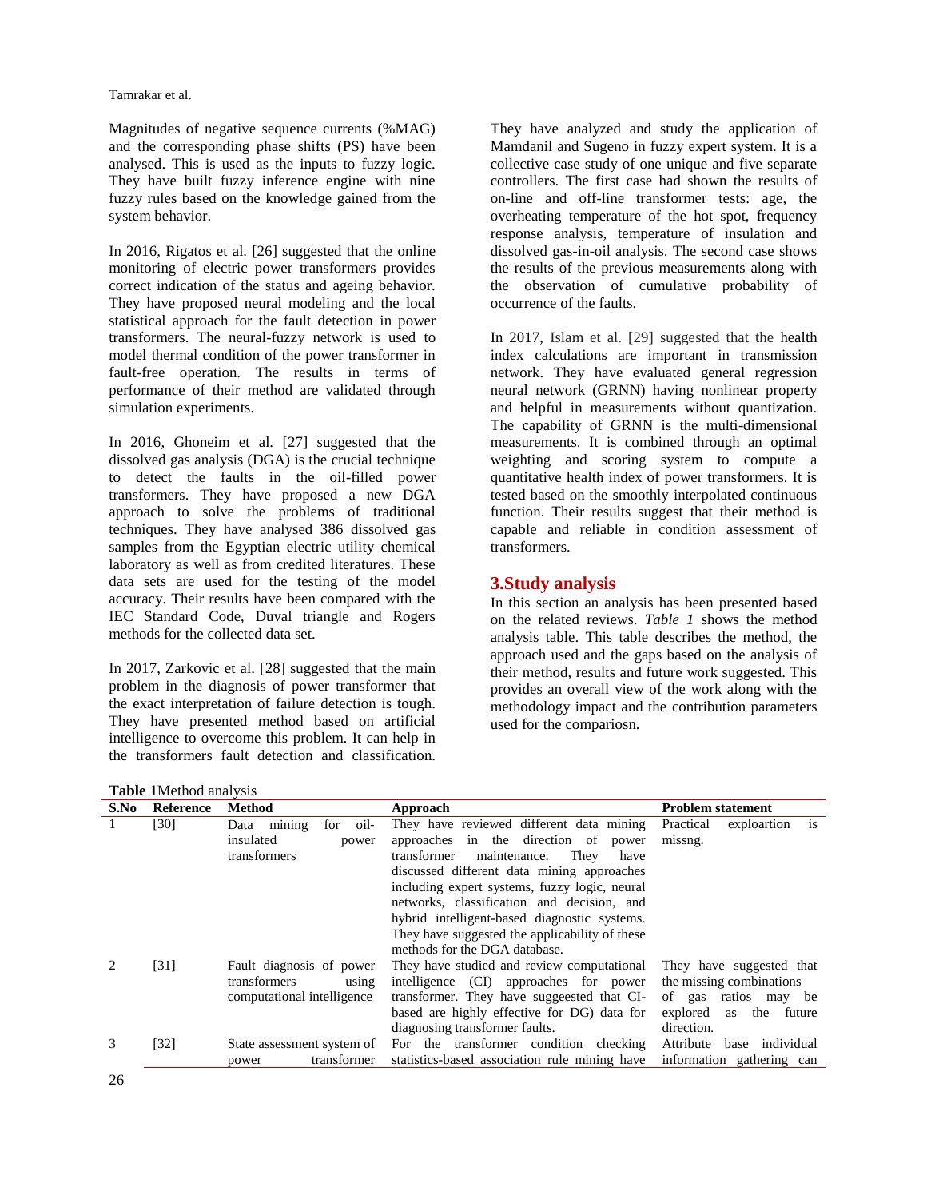Magnitudes of negative sequence currents (%MAG) and the corresponding phase shifts (PS) have been analysed. This is used as the inputs to fuzzy logic. They have built fuzzy inference engine with nine fuzzy rules based on the knowledge gained from the system behavior.

In 2016, Rigatos et al. [26] suggested that the online monitoring of electric power transformers provides correct indication of the status and ageing behavior. They have proposed neural modeling and the local statistical approach for the fault detection in power transformers. The neural-fuzzy network is used to model thermal condition of the power transformer in fault-free operation. The results in terms of performance of their method are validated through simulation experiments.

In 2016, Ghoneim et al. [27] suggested that the dissolved gas analysis (DGA) is the crucial technique to detect the faults in the oil-filled power transformers. They have proposed a new DGA approach to solve the problems of traditional techniques. They have analysed 386 dissolved gas samples from the Egyptian electric utility chemical laboratory as well as from credited literatures. These data sets are used for the testing of the model accuracy. Their results have been compared with the IEC Standard Code, Duval triangle and Rogers methods for the collected data set.

In 2017, Zarkovic et al. [28] suggested that the main problem in the diagnosis of power transformer that the exact interpretation of failure detection is tough. They have presented method based on artificial intelligence to overcome this problem. It can help in the transformers fault detection and classification. They have analyzed and study the application of Mamdanil and Sugeno in fuzzy expert system. It is a collective case study of one unique and five separate controllers. The first case had shown the results of on-line and off-line transformer tests: age, the overheating temperature of the hot spot, frequency response analysis, temperature of insulation and dissolved gas-in-oil analysis. The second case shows the results of the previous measurements along with the observation of cumulative probability of occurrence of the faults.

In 2017, Islam et al. [29] suggested that the health index calculations are important in transmission network. They have evaluated general regression neural network (GRNN) having nonlinear property and helpful in measurements without quantization. The capability of GRNN is the multi-dimensional measurements. It is combined through an optimal weighting and scoring system to compute a quantitative health index of power transformers. It is tested based on the smoothly interpolated continuous function. Their results suggest that their method is capable and reliable in condition assessment of transformers.

## 3.Study analysis

In this section an analysis has been presented based on the related reviews. *Table 1* shows the method analysis table. This table describes the method, the approach used and the gaps based on the analysis of their method, results and future work suggested. This provides an overall view of the work along with the methodology impact and the contribution parameters used for the compariosn.

**Table 1**Method analysis

| S.No | Reference | Method | Approach | Problem statement |
|---|---|---|---|---|
| 1 | [30] | Data mining for oil-insulated power transformers | They have reviewed different data mining approaches in the direction of power transformer maintenance. They have discussed different data mining approaches including expert systems, fuzzy logic, neural networks, classification and decision, and hybrid intelligent-based diagnostic systems. They have suggested the applicability of these methods for the DGA database. | Practical exploartion is missng. |
| 2 | [31] | Fault diagnosis of power transformers using computational intelligence | They have studied and review computational intelligence (CI) approaches for power transformer. They have suggeested that CI-based are highly effective for DG) data for diagnosing transformer faults. | They have suggested that the missing combinations of gas ratios may be explored as the future direction. |
| 3 | [32] | State assessment system of power transformer | For the transformer condition checking statistics-based association rule mining have | Attribute base individual information gathering can |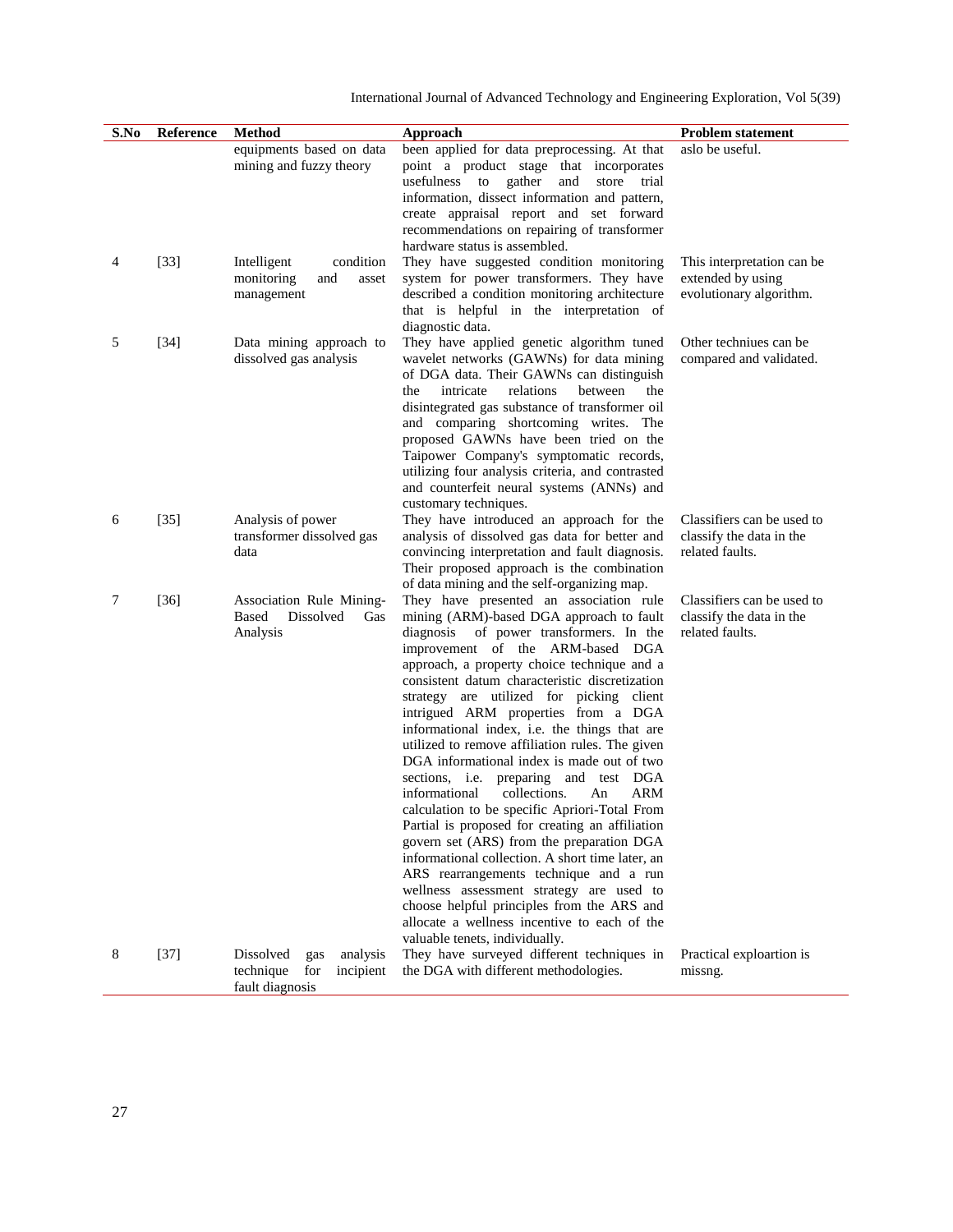| S.No | Reference | Method | Approach | Problem statement |
|---|---|---|---|---|
| | | equipments based on data mining and fuzzy theory | been applied for data preprocessing. At that point a product stage that incorporates usefulness to gather and store trial information, dissect information and pattern, create appraisal report and set forward recommendations on repairing of transformer hardware status is assembled. | aslo be useful. |
| 4 | [33] | Intelligent condition monitoring and asset management | They have suggested condition monitoring system for power transformers. They have described a condition monitoring architecture that is helpful in the interpretation of diagnostic data. | This interpretation can be extended by using evolutionary algorithm. |
| 5 | [34] | Data mining approach to dissolved gas analysis | They have applied genetic algorithm tuned wavelet networks (GAWNs) for data mining of DGA data. Their GAWNs can distinguish the intricate relations between the disintegrated gas substance of transformer oil and comparing shortcoming writes. The proposed GAWNs have been tried on the Taipower Company's symptomatic records, utilizing four analysis criteria, and contrasted and counterfeit neural systems (ANNs) and customary techniques. | Other techniues can be compared and validated. |
| 6 | [35] | Analysis of power transformer dissolved gas data | They have introduced an approach for the analysis of dissolved gas data for better and convincing interpretation and fault diagnosis. Their proposed approach is the combination of data mining and the self-organizing map. | Classifiers can be used to classify the data in the related faults. |
| 7 | [36] | Association Rule Mining-Based Dissolved Gas Analysis | They have presented an association rule mining (ARM)-based DGA approach to fault diagnosis of power transformers. In the improvement of the ARM-based DGA approach, a property choice technique and a consistent datum characteristic discretization strategy are utilized for picking client intrigued ARM properties from a DGA informational index, i.e. the things that are utilized to remove affiliation rules. The given DGA informational index is made out of two sections, i.e. preparing and test DGA informational collections. An ARM calculation to be specific Apriori-Total From Partial is proposed for creating an affiliation govern set (ARS) from the preparation DGA informational collection. A short time later, an ARS rearrangements technique and a run wellness assessment strategy are used to choose helpful principles from the ARS and allocate a wellness incentive to each of the valuable tenets, individually. | Classifiers can be used to classify the data in the related faults. |
| 8 | [37] | Dissolved gas analysis technique for incipient fault diagnosis | They have surveyed different techniques in the DGA with different methodologies. | Practical exploartion is missng. |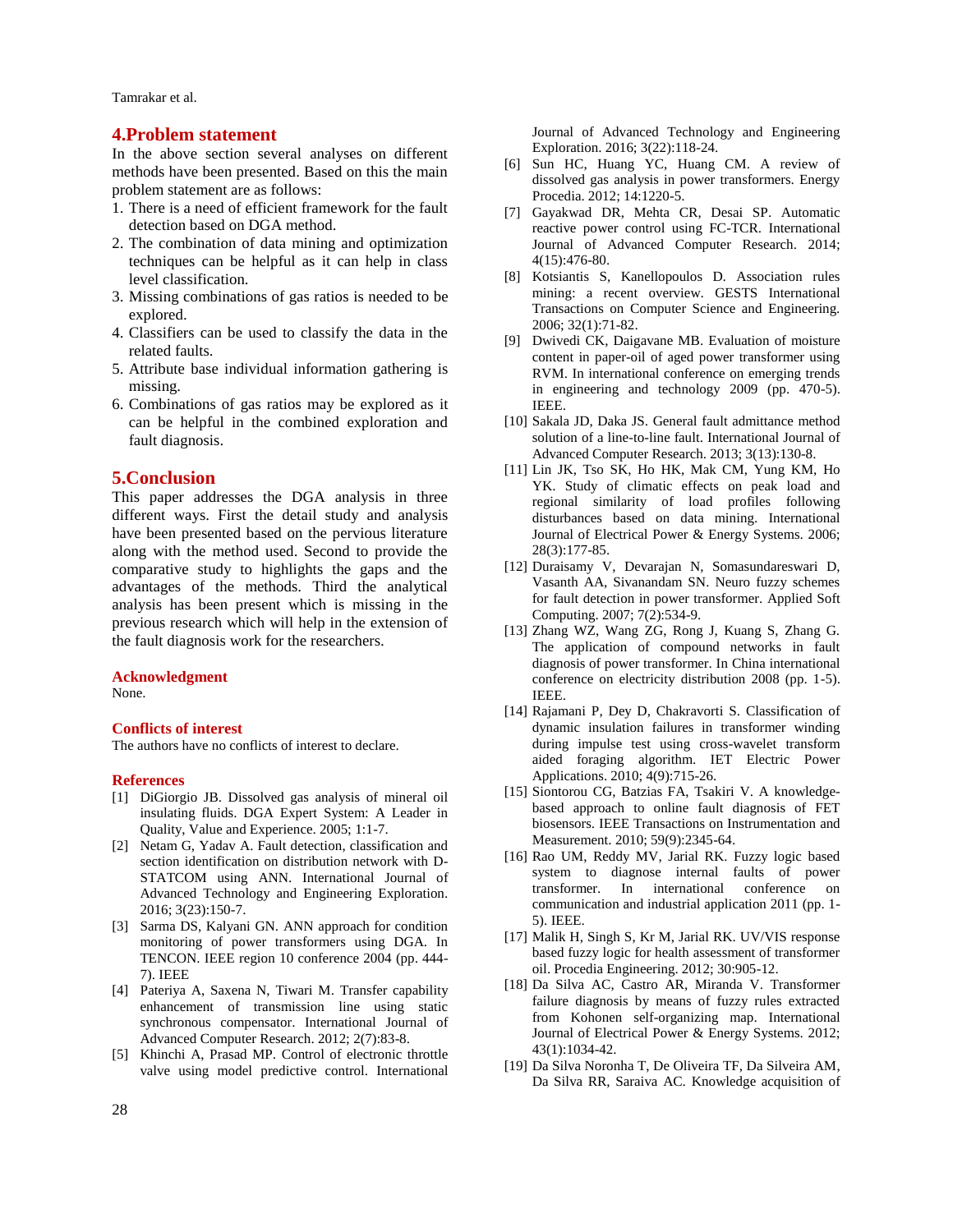## 4.Problem statement

In the above section several analyses on different methods have been presented. Based on this the main problem statement are as follows:

1. There is a need of efficient framework for the fault detection based on DGA method.
2. The combination of data mining and optimization techniques can be helpful as it can help in class level classification.
3. Missing combinations of gas ratios is needed to be explored.
4. Classifiers can be used to classify the data in the related faults.
5. Attribute base individual information gathering is missing.
6. Combinations of gas ratios may be explored as it can be helpful in the combined exploration and fault diagnosis.

## 5.Conclusion

This paper addresses the DGA analysis in three different ways. First the detail study and analysis have been presented based on the pervious literature along with the method used. Second to provide the comparative study to highlights the gaps and the advantages of the methods. Third the analytical analysis has been present which is missing in the previous research which will help in the extension of the fault diagnosis work for the researchers.

### Acknowledgment

None.

### Conflicts of interest

The authors have no conflicts of interest to declare.

### References

[1] DiGiorgio JB. Dissolved gas analysis of mineral oil insulating fluids. DGA Expert System: A Leader in Quality, Value and Experience. 2005; 1:1-7.

[2] Netam G, Yadav A. Fault detection, classification and section identification on distribution network with D-STATCOM using ANN. International Journal of Advanced Technology and Engineering Exploration. 2016; 3(23):150-7.

[3] Sarma DS, Kalyani GN. ANN approach for condition monitoring of power transformers using DGA. In TENCON. IEEE region 10 conference 2004 (pp. 444-7). IEEE

[4] Pateriya A, Saxena N, Tiwari M. Transfer capability enhancement of transmission line using static synchronous compensator. International Journal of Advanced Computer Research. 2012; 2(7):83-8.

[5] Khinchi A, Prasad MP. Control of electronic throttle valve using model predictive control. International Journal of Advanced Technology and Engineering Exploration. 2016; 3(22):118-24.

[6] Sun HC, Huang YC, Huang CM. A review of dissolved gas analysis in power transformers. Energy Procedia. 2012; 14:1220-5.

[7] Gayakwad DR, Mehta CR, Desai SP. Automatic reactive power control using FC-TCR. International Journal of Advanced Computer Research. 2014; 4(15):476-80.

[8] Kotsiantis S, Kanellopoulos D. Association rules mining: a recent overview. GESTS International Transactions on Computer Science and Engineering. 2006; 32(1):71-82.

[9] Dwivedi CK, Daigavane MB. Evaluation of moisture content in paper-oil of aged power transformer using RVM. In international conference on emerging trends in engineering and technology 2009 (pp. 470-5). IEEE.

[10] Sakala JD, Daka JS. General fault admittance method solution of a line-to-line fault. International Journal of Advanced Computer Research. 2013; 3(13):130-8.

[11] Lin JK, Tso SK, Ho HK, Mak CM, Yung KM, Ho YK. Study of climatic effects on peak load and regional similarity of load profiles following disturbances based on data mining. International Journal of Electrical Power & Energy Systems. 2006; 28(3):177-85.

[12] Duraisamy V, Devarajan N, Somasundareswari D, Vasanth AA, Sivanandam SN. Neuro fuzzy schemes for fault detection in power transformer. Applied Soft Computing. 2007; 7(2):534-9.

[13] Zhang WZ, Wang ZG, Rong J, Kuang S, Zhang G. The application of compound networks in fault diagnosis of power transformer. In China international conference on electricity distribution 2008 (pp. 1-5). IEEE.

[14] Rajamani P, Dey D, Chakravorti S. Classification of dynamic insulation failures in transformer winding during impulse test using cross-wavelet transform aided foraging algorithm. IET Electric Power Applications. 2010; 4(9):715-26.

[15] Siontorou CG, Batzias FA, Tsakiri V. A knowledge-based approach to online fault diagnosis of FET biosensors. IEEE Transactions on Instrumentation and Measurement. 2010; 59(9):2345-64.

[16] Rao UM, Reddy MV, Jarial RK. Fuzzy logic based system to diagnose internal faults of power transformer. In international conference on communication and industrial application 2011 (pp. 1-5). IEEE.

[17] Malik H, Singh S, Kr M, Jarial RK. UV/VIS response based fuzzy logic for health assessment of transformer oil. Procedia Engineering. 2012; 30:905-12.

[18] Da Silva AC, Castro AR, Miranda V. Transformer failure diagnosis by means of fuzzy rules extracted from Kohonen self-organizing map. International Journal of Electrical Power & Energy Systems. 2012; 43(1):1034-42.

[19] Da Silva Noronha T, De Oliveira TF, Da Silveira AM, Da Silva RR, Saraiva AC. Knowledge acquisition of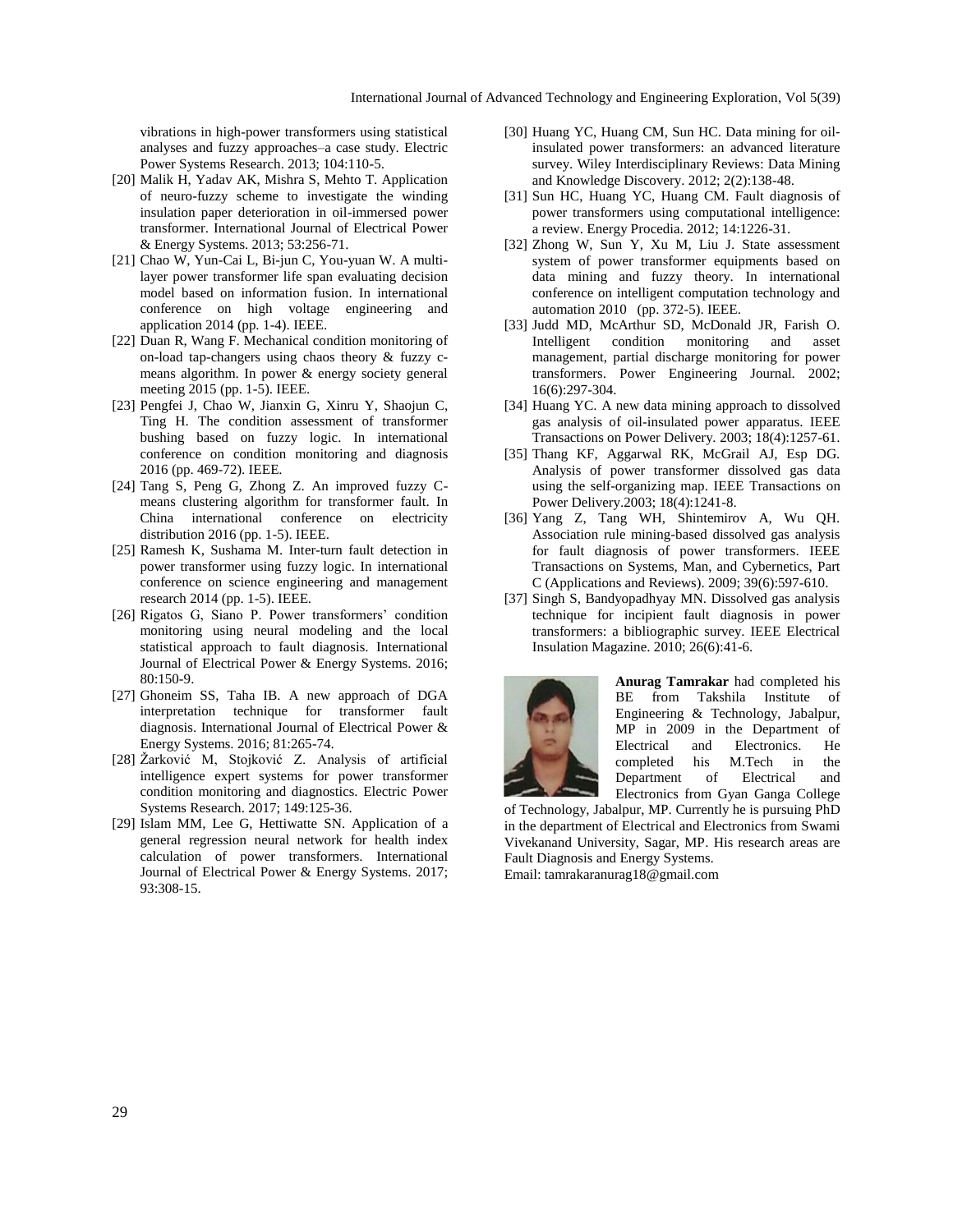vibrations in high-power transformers using statistical analyses and fuzzy approaches–a case study. Electric Power Systems Research. 2013; 104:110-5.

[20] Malik H, Yadav AK, Mishra S, Mehto T. Application of neuro-fuzzy scheme to investigate the winding insulation paper deterioration in oil-immersed power transformer. International Journal of Electrical Power & Energy Systems. 2013; 53:256-71.

[21] Chao W, Yun-Cai L, Bi-jun C, You-yuan W. A multi-layer power transformer life span evaluating decision model based on information fusion. In international conference on high voltage engineering and application 2014 (pp. 1-4). IEEE.

[22] Duan R, Wang F. Mechanical condition monitoring of on-load tap-changers using chaos theory & fuzzy c-means algorithm. In power & energy society general meeting 2015 (pp. 1-5). IEEE.

[23] Pengfei J, Chao W, Jianxin G, Xinru Y, Shaojun C, Ting H. The condition assessment of transformer bushing based on fuzzy logic. In international conference on condition monitoring and diagnosis 2016 (pp. 469-72). IEEE.

[24] Tang S, Peng G, Zhong Z. An improved fuzzy C-means clustering algorithm for transformer fault. In China international conference on electricity distribution 2016 (pp. 1-5). IEEE.

[25] Ramesh K, Sushama M. Inter-turn fault detection in power transformer using fuzzy logic. In international conference on science engineering and management research 2014 (pp. 1-5). IEEE.

[26] Rigatos G, Siano P. Power transformers' condition monitoring using neural modeling and the local statistical approach to fault diagnosis. International Journal of Electrical Power & Energy Systems. 2016; 80:150-9.

[27] Ghoneim SS, Taha IB. A new approach of DGA interpretation technique for transformer fault diagnosis. International Journal of Electrical Power & Energy Systems. 2016; 81:265-74.

[28] Žarković M, Stojković Z. Analysis of artificial intelligence expert systems for power transformer condition monitoring and diagnostics. Electric Power Systems Research. 2017; 149:125-36.

[29] Islam MM, Lee G, Hettiwatte SN. Application of a general regression neural network for health index calculation of power transformers. International Journal of Electrical Power & Energy Systems. 2017; 93:308-15.

[30] Huang YC, Huang CM, Sun HC. Data mining for oil-insulated power transformers: an advanced literature survey. Wiley Interdisciplinary Reviews: Data Mining and Knowledge Discovery. 2012; 2(2):138-48.

[31] Sun HC, Huang YC, Huang CM. Fault diagnosis of power transformers using computational intelligence: a review. Energy Procedia. 2012; 14:1226-31.

[32] Zhong W, Sun Y, Xu M, Liu J. State assessment system of power transformer equipments based on data mining and fuzzy theory. In international conference on intelligent computation technology and automation 2010 (pp. 372-5). IEEE.

[33] Judd MD, McArthur SD, McDonald JR, Farish O. Intelligent condition monitoring and asset management, partial discharge monitoring for power transformers. Power Engineering Journal. 2002; 16(6):297-304.

[34] Huang YC. A new data mining approach to dissolved gas analysis of oil-insulated power apparatus. IEEE Transactions on Power Delivery. 2003; 18(4):1257-61.

[35] Thang KF, Aggarwal RK, McGrail AJ, Esp DG. Analysis of power transformer dissolved gas data using the self-organizing map. IEEE Transactions on Power Delivery.2003; 18(4):1241-8.

[36] Yang Z, Tang WH, Shintemirov A, Wu QH. Association rule mining-based dissolved gas analysis for fault diagnosis of power transformers. IEEE Transactions on Systems, Man, and Cybernetics, Part C (Applications and Reviews). 2009; 39(6):597-610.

[37] Singh S, Bandyopadhyay MN. Dissolved gas analysis technique for incipient fault diagnosis in power transformers: a bibliographic survey. IEEE Electrical Insulation Magazine. 2010; 26(6):41-6.

**Anurag Tamrakar** had completed his BE from Takshila Institute of Engineering & Technology, Jabalpur, MP in 2009 in the Department of Electrical and Electronics. He completed his M.Tech in the Department of Electrical and Electronics from Gyan Ganga College of Technology, Jabalpur, MP. Currently he is pursuing PhD in the department of Electrical and Electronics from Swami Vivekanand University, Sagar, MP. His research areas are Fault Diagnosis and Energy Systems.
Email: tamrakaranurag18@gmail.com